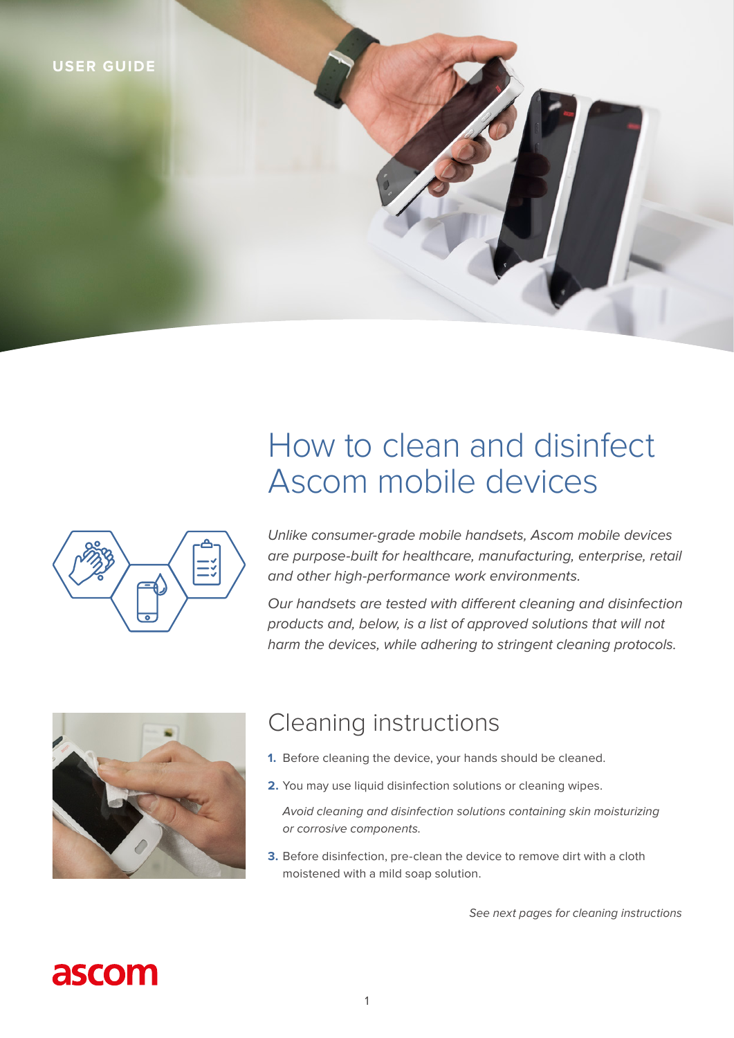USER GUIDE

# How to clean and disinfect Ascom mobile devices

*Unlike consumer-grade mobile handsets, Ascom mobile devices are purpose-built for healthcare, manufacturing, enterprise, retail and other high-performance work environments.*

*Our handsets are tested with different cleaning and disinfection products and, below, is a list of approved solutions that will not harm the devices, while adhering to stringent cleaning protocols.*

## Cleaning instructions

1. Before cleaning the device, your hands should be cleaned.
2. You may use liquid disinfection solutions or cleaning wipes.

   *Avoid cleaning and disinfection solutions containing skin moisturizing or corrosive components.*

3. Before disinfection, pre-clean the device to remove dirt with a cloth moistened with a mild soap solution.

*See next pages for cleaning instructions*

ascom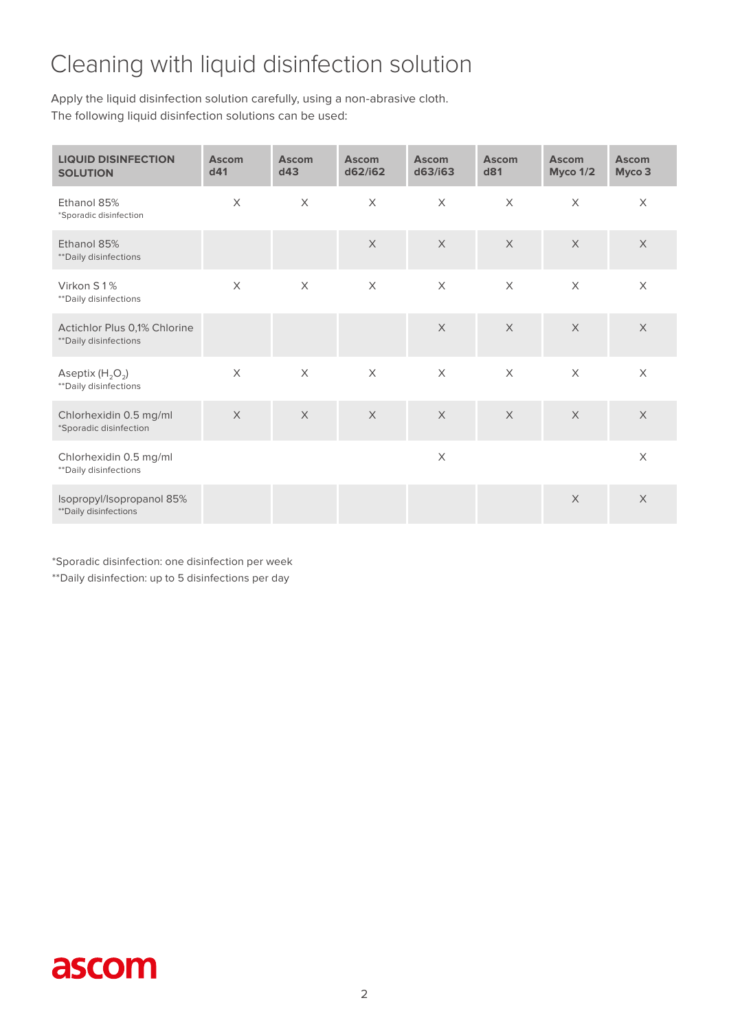# Cleaning with liquid disinfection solution

Apply the liquid disinfection solution carefully, using a non-abrasive cloth.
The following liquid disinfection solutions can be used:

| LIQUID DISINFECTION SOLUTION | Ascom d41 | Ascom d43 | Ascom d62/i62 | Ascom d63/i63 | Ascom d81 | Ascom Myco 1/2 | Ascom Myco 3 |
|---|---|---|---|---|---|---|---|
| Ethanol 85% *Sporadic disinfection | X | X | X | X | X | X | X |
| Ethanol 85% **Daily disinfections | | | X | X | X | X | X |
| Virkon S 1% **Daily disinfections | X | X | X | X | X | X | X |
| Actichlor Plus 0,1% Chlorine **Daily disinfections | | | | X | X | X | X |
| Aseptix ($H_2O_2$) **Daily disinfections | X | X | X | X | X | X | X |
| Chlorhexidin 0.5 mg/ml *Sporadic disinfection | X | X | X | X | X | X | X |
| Chlorhexidin 0.5 mg/ml **Daily disinfections | | | | X | | | X |
| Isopropyl/Isopropanol 85% **Daily disinfections | | | | | | X | X |

*Sporadic disinfection: one disinfection per week

**Daily disinfection: up to 5 disinfections per day

ascom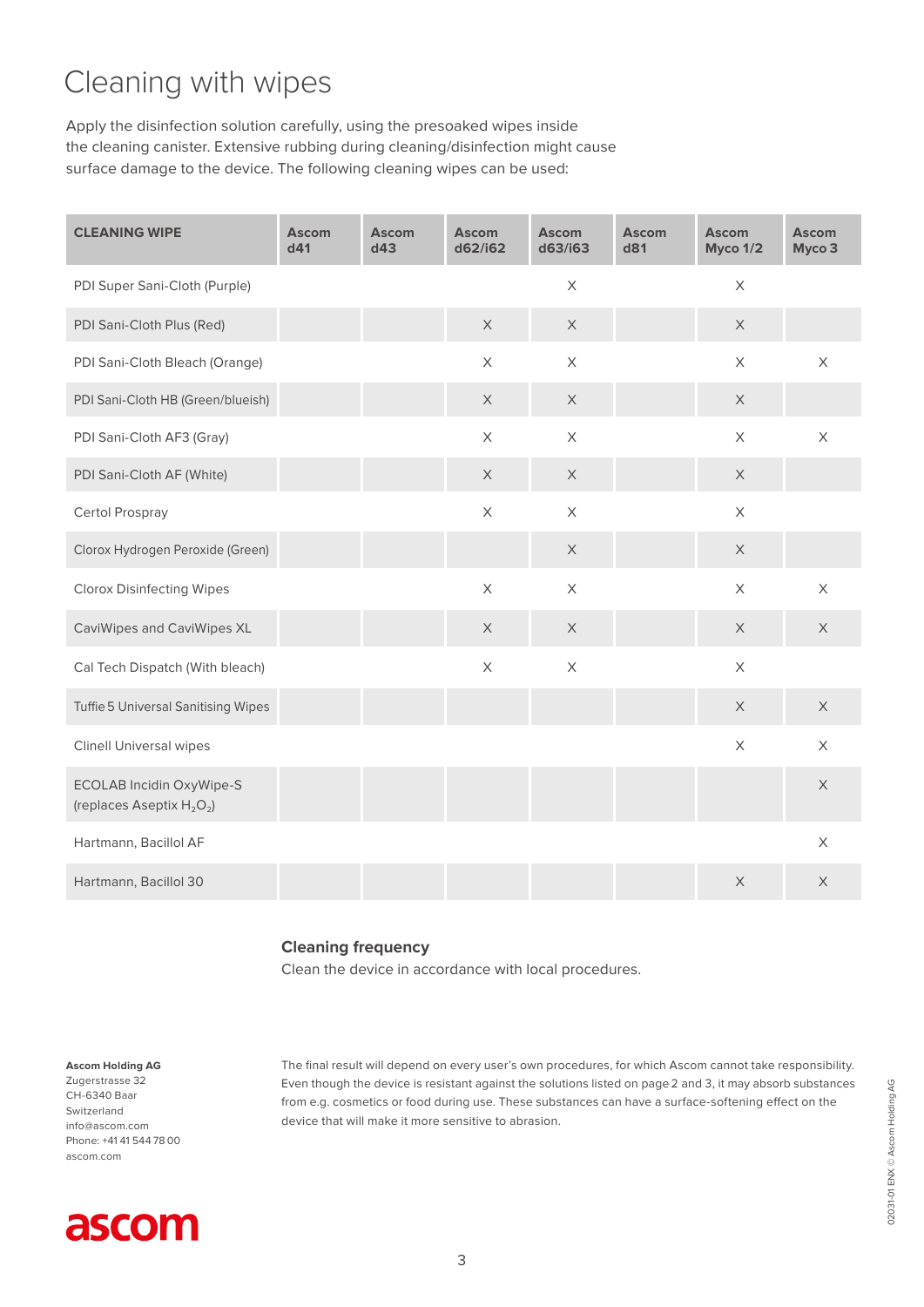# Cleaning with wipes

Apply the disinfection solution carefully, using the presoaked wipes inside the cleaning canister. Extensive rubbing during cleaning/disinfection might cause surface damage to the device. The following cleaning wipes can be used:

| CLEANING WIPE | Ascom d41 | Ascom d43 | Ascom d62/i62 | Ascom d63/i63 | Ascom d81 | Ascom Myco 1/2 | Ascom Myco 3 |
|---|---|---|---|---|---|---|---|
| PDI Super Sani-Cloth (Purple) | | | | X | | X | |
| PDI Sani-Cloth Plus (Red) | | | X | X | | X | |
| PDI Sani-Cloth Bleach (Orange) | | | X | X | | X | X |
| PDI Sani-Cloth HB (Green/blueish) | | | X | X | | X | |
| PDI Sani-Cloth AF3 (Gray) | | | X | X | | X | X |
| PDI Sani-Cloth AF (White) | | | X | X | | X | |
| Certol Prospray | | | X | X | | X | |
| Clorox Hydrogen Peroxide (Green) | | | | X | | X | |
| Clorox Disinfecting Wipes | | | X | X | | X | X |
| CaviWipes and CaviWipes XL | | | X | X | | X | X |
| Cal Tech Dispatch (With bleach) | | | X | X | | X | |
| Tuffie 5 Universal Sanitising Wipes | | | | | | X | X |
| Clinell Universal wipes | | | | | | X | X |
| ECOLAB Incidin OxyWipe-S (replaces Aseptix $H_2O_2$) | | | | | | | X |
| Hartmann, Bacillol AF | | | | | | | X |
| Hartmann, Bacillol 30 | | | | | | X | X |

**Cleaning frequency**

Clean the device in accordance with local procedures.

**Ascom Holding AG**
Zugerstrasse 32
CH-6340 Baar
Switzerland
info@ascom.com
Phone: +41 41 544 78 00
ascom.com

The final result will depend on every user's own procedures, for which Ascom cannot take responsibility. Even though the device is resistant against the solutions listed on page 2 and 3, it may absorb substances from e.g. cosmetics or food during use. These substances can have a surface-softening effect on the device that will make it more sensitive to abrasion.

ascom

02031-01 ENX © Ascom Holding AG